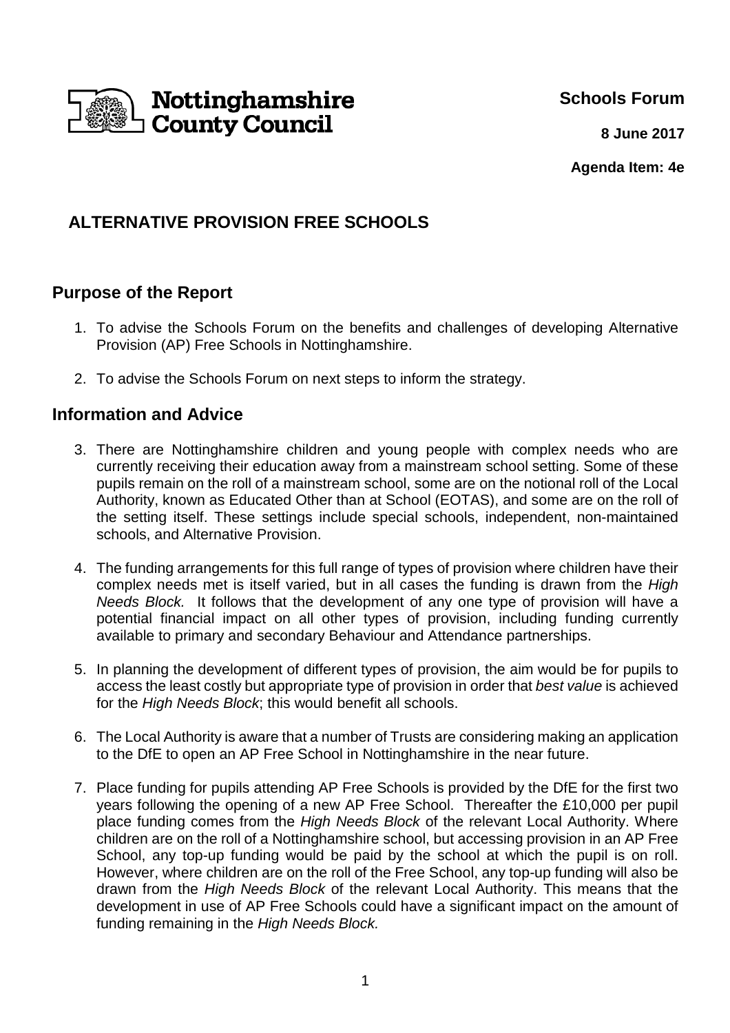Nottinghamshire County Council

**Schools Forum**

**8 June 2017**

**Agenda Item: 4e**

# ALTERNATIVE PROVISION FREE SCHOOLS

## Purpose of the Report

1. To advise the Schools Forum on the benefits and challenges of developing Alternative Provision (AP) Free Schools in Nottinghamshire.

2. To advise the Schools Forum on next steps to inform the strategy.

## Information and Advice

3. There are Nottinghamshire children and young people with complex needs who are currently receiving their education away from a mainstream school setting. Some of these pupils remain on the roll of a mainstream school, some are on the notional roll of the Local Authority, known as Educated Other than at School (EOTAS), and some are on the roll of the setting itself. These settings include special schools, independent, non-maintained schools, and Alternative Provision.

4. The funding arrangements for this full range of types of provision where children have their complex needs met is itself varied, but in all cases the funding is drawn from the *High Needs Block.* It follows that the development of any one type of provision will have a potential financial impact on all other types of provision, including funding currently available to primary and secondary Behaviour and Attendance partnerships.

5. In planning the development of different types of provision, the aim would be for pupils to access the least costly but appropriate type of provision in order that *best value* is achieved for the *High Needs Block*; this would benefit all schools.

6. The Local Authority is aware that a number of Trusts are considering making an application to the DfE to open an AP Free School in Nottinghamshire in the near future.

7. Place funding for pupils attending AP Free Schools is provided by the DfE for the first two years following the opening of a new AP Free School. Thereafter the £10,000 per pupil place funding comes from the *High Needs Block* of the relevant Local Authority. Where children are on the roll of a Nottinghamshire school, but accessing provision in an AP Free School, any top-up funding would be paid by the school at which the pupil is on roll. However, where children are on the roll of the Free School, any top-up funding will also be drawn from the *High Needs Block* of the relevant Local Authority. This means that the development in use of AP Free Schools could have a significant impact on the amount of funding remaining in the *High Needs Block.*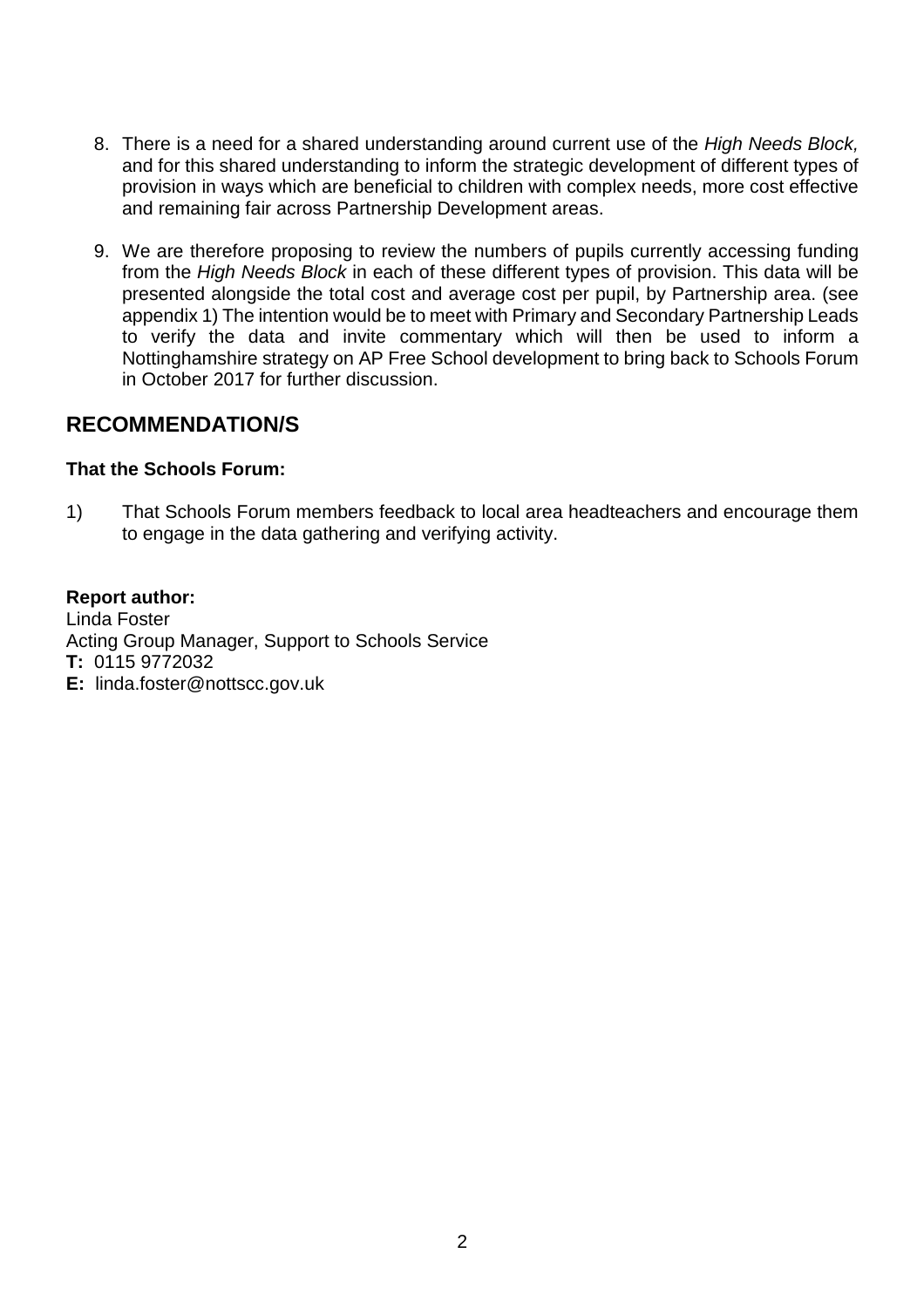8. There is a need for a shared understanding around current use of the *High Needs Block,* and for this shared understanding to inform the strategic development of different types of provision in ways which are beneficial to children with complex needs, more cost effective and remaining fair across Partnership Development areas.

9. We are therefore proposing to review the numbers of pupils currently accessing funding from the *High Needs Block* in each of these different types of provision. This data will be presented alongside the total cost and average cost per pupil, by Partnership area. (see appendix 1) The intention would be to meet with Primary and Secondary Partnership Leads to verify the data and invite commentary which will then be used to inform a Nottinghamshire strategy on AP Free School development to bring back to Schools Forum in October 2017 for further discussion.

## RECOMMENDATION/S

**That the Schools Forum:**

1) That Schools Forum members feedback to local area headteachers and encourage them to engage in the data gathering and verifying activity.

**Report author:**
Linda Foster
Acting Group Manager, Support to Schools Service
**T:** 0115 9772032
**E:** linda.foster@nottscc.gov.uk